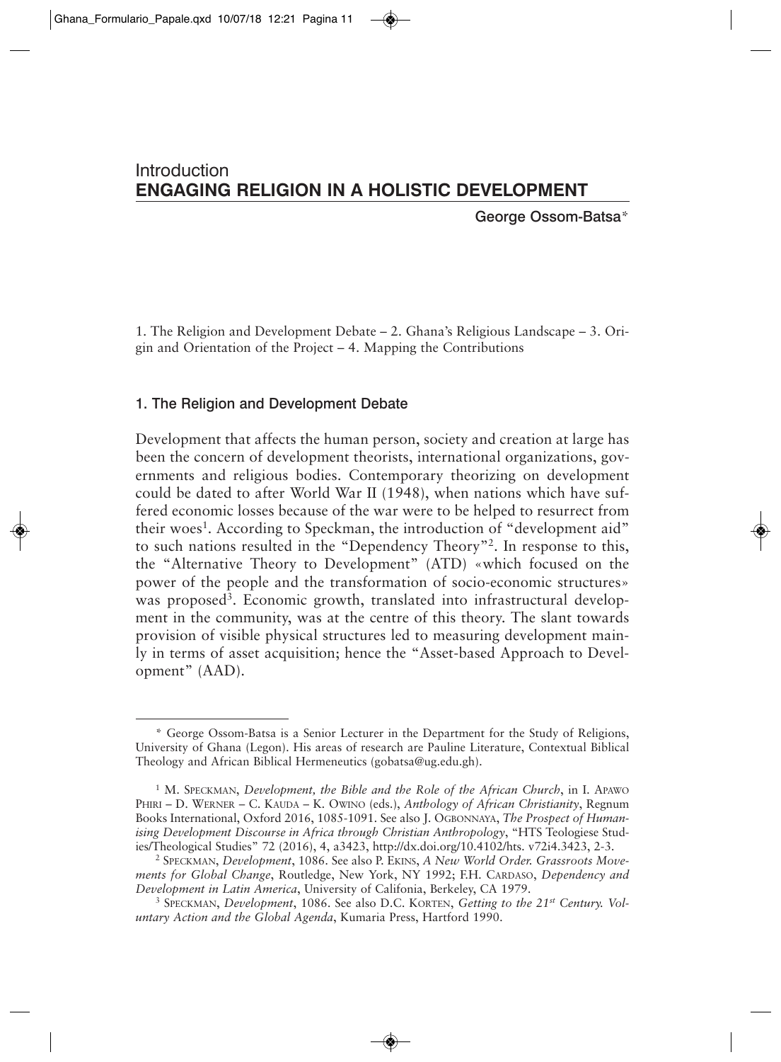# Introduction
# ENGAGING RELIGION IN A HOLISTIC DEVELOPMENT

**George Ossom-Batsa***

1. The Religion and Development Debate – 2. Ghana's Religious Landscape – 3. Origin and Orientation of the Project – 4. Mapping the Contributions

## 1. The Religion and Development Debate

Development that affects the human person, society and creation at large has been the concern of development theorists, international organizations, governments and religious bodies. Contemporary theorizing on development could be dated to after World War II (1948), when nations which have suffered economic losses because of the war were to be helped to resurrect from their woes[1]. According to Speckman, the introduction of "development aid" to such nations resulted in the "Dependency Theory"[2]. In response to this, the "Alternative Theory to Development" (ATD) «which focused on the power of the people and the transformation of socio-economic structures» was proposed[3]. Economic growth, translated into infrastructural development in the community, was at the centre of this theory. The slant towards provision of visible physical structures led to measuring development mainly in terms of asset acquisition; hence the "Asset-based Approach to Development" (AAD).

---

\* George Ossom-Batsa is a Senior Lecturer in the Department for the Study of Religions, University of Ghana (Legon). His areas of research are Pauline Literature, Contextual Biblical Theology and African Biblical Hermeneutics (gobatsa@ug.edu.gh).

[1] M. SPECKMAN, *Development, the Bible and the Role of the African Church*, in I. APAWO PHIRI – D. WERNER – C. KAUDA – K. OWINO (eds.), *Anthology of African Christianity*, Regnum Books International, Oxford 2016, 1085-1091. See also J. OGBONNAYA, *The Prospect of Humanising Development Discourse in Africa through Christian Anthropology*, "HTS Teologiese Studies/Theological Studies" 72 (2016), 4, a3423, http://dx.doi.org/10.4102/hts. v72i4.3423, 2-3.

[2] SPECKMAN, *Development*, 1086. See also P. EKINS, *A New World Order. Grassroots Movements for Global Change*, Routledge, New York, NY 1992; F.H. CARDASO, *Dependency and Development in Latin America*, University of Califonia, Berkeley, CA 1979.

[3] SPECKMAN, *Development*, 1086. See also D.C. KORTEN, *Getting to the 21st Century. Voluntary Action and the Global Agenda*, Kumaria Press, Hartford 1990.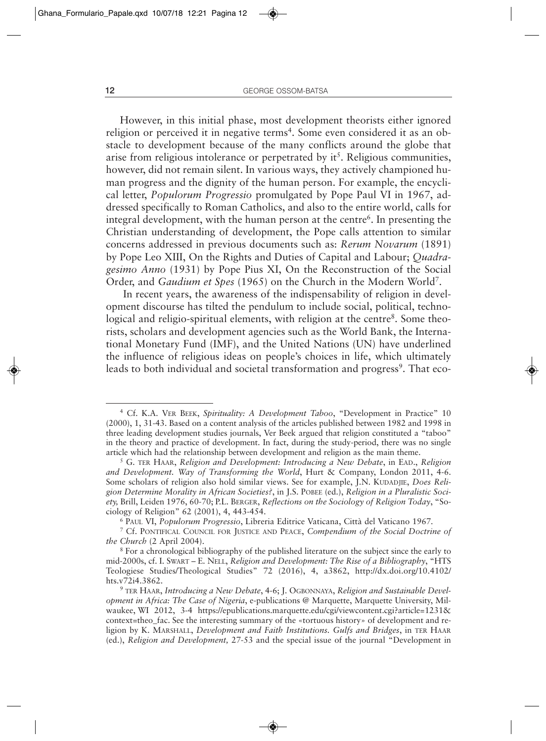However, in this initial phase, most development theorists either ignored religion or perceived it in negative terms[4]. Some even considered it as an obstacle to development because of the many conflicts around the globe that arise from religious intolerance or perpetrated by it[5]. Religious communities, however, did not remain silent. In various ways, they actively championed human progress and the dignity of the human person. For example, the encyclical letter, *Populorum Progressio* promulgated by Pope Paul VI in 1967, addressed specifically to Roman Catholics, and also to the entire world, calls for integral development, with the human person at the centre[6]. In presenting the Christian understanding of development, the Pope calls attention to similar concerns addressed in previous documents such as: *Rerum Novarum* (1891) by Pope Leo XIII, On the Rights and Duties of Capital and Labour; *Quadragesimo Anno* (1931) by Pope Pius XI, On the Reconstruction of the Social Order, and *Gaudium et Spes* (1965) on the Church in the Modern World[7].

In recent years, the awareness of the indispensability of religion in development discourse has tilted the pendulum to include social, political, technological and religio-spiritual elements, with religion at the centre[8]. Some theorists, scholars and development agencies such as the World Bank, the International Monetary Fund (IMF), and the United Nations (UN) have underlined the influence of religious ideas on people's choices in life, which ultimately leads to both individual and societal transformation and progress[9]. That eco-

---

[4] Cf. K.A. VER BEEK, *Spirituality: A Development Taboo*, "Development in Practice" 10 (2000), 1, 31-43. Based on a content analysis of the articles published between 1982 and 1998 in three leading development studies journals, Ver Beek argued that religion constituted a "taboo" in the theory and practice of development. In fact, during the study-period, there was no single article which had the relationship between development and religion as the main theme.

[5] G. TER HAAR, *Religion and Development: Introducing a New Debate*, in EAD., *Religion and Development. Way of Transforming the World*, Hurt & Company, London 2011, 4-6. Some scholars of religion also hold similar views. See for example, J.N. KUDADJIE, *Does Religion Determine Morality in African Societies?*, in J.S. POBEE (ed.), *Religion in a Pluralistic Society,* Brill, Leiden 1976, 60-70; P.L. BERGER, *Reflections on the Sociology of Religion Today*, "Sociology of Religion" 62 (2001), 4, 443-454.

[6] PAUL VI, *Populorum Progressio*, Libreria Editrice Vaticana, Città del Vaticano 1967.

[7] Cf. PONTIFICAL COUNCIL FOR JUSTICE AND PEACE, *Compendium of the Social Doctrine of the Church* (2 April 2004).

[8] For a chronological bibliography of the published literature on the subject since the early to mid-2000s, cf. I. SWART – E. NELL, *Religion and Development: The Rise of a Bibliography*, "HTS Teologiese Studies/Theological Studies" 72 (2016), 4, a3862, http://dx.doi.org/10.4102/hts.v72i4.3862.

[9] TER HAAR, *Introducing a New Debate*, 4-6; J. OGBONNAYA, *Religion and Sustainable Development in Africa: The Case of Nigeria*, e-publications @ Marquette, Marquette University, Milwaukee, WI 2012, 3-4 https://epublications.marquette.edu/cgi/viewcontent.cgi?article=1231&context=theo_fac. See the interesting summary of the «tortuous history» of development and religion by K. MARSHALL, *Development and Faith Institutions. Gulfs and Bridges*, in TER HAAR (ed.), *Religion and Development,* 27-53 and the special issue of the journal "Development in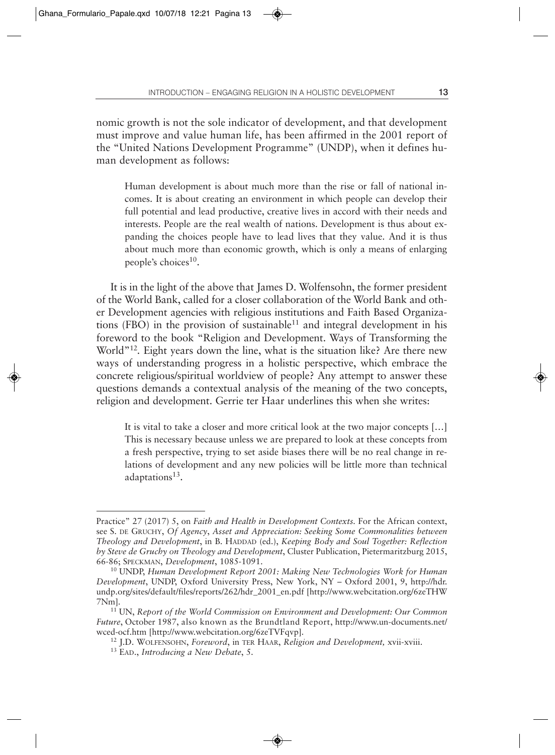nomic growth is not the sole indicator of development, and that development must improve and value human life, has been affirmed in the 2001 report of the "United Nations Development Programme" (UNDP), when it defines human development as follows:

> Human development is about much more than the rise or fall of national incomes. It is about creating an environment in which people can develop their full potential and lead productive, creative lives in accord with their needs and interests. People are the real wealth of nations. Development is thus about expanding the choices people have to lead lives that they value. And it is thus about much more than economic growth, which is only a means of enlarging people's choices[10].

It is in the light of the above that James D. Wolfensohn, the former president of the World Bank, called for a closer collaboration of the World Bank and other Development agencies with religious institutions and Faith Based Organizations (FBO) in the provision of sustainable[11] and integral development in his foreword to the book "Religion and Development. Ways of Transforming the World"[12]. Eight years down the line, what is the situation like? Are there new ways of understanding progress in a holistic perspective, which embrace the concrete religious/spiritual worldview of people? Any attempt to answer these questions demands a contextual analysis of the meaning of the two concepts, religion and development. Gerrie ter Haar underlines this when she writes:

> It is vital to take a closer and more critical look at the two major concepts […] This is necessary because unless we are prepared to look at these concepts from a fresh perspective, trying to set aside biases there will be no real change in relations of development and any new policies will be little more than technical adaptations[13].

---

Practice" 27 (2017) 5, on *Faith and Health in Development Contexts.* For the African context, see S. DE GRUCHY, *Of Agency, Asset and Appreciation: Seeking Some Commonalities between Theology and Development*, in B. HADDAD (ed.), *Keeping Body and Soul Together: Reflection by Steve de Gruchy on Theology and Development*, Cluster Publication, Pietermaritzburg 2015, 66-86; SPECKMAN, *Development*, 1085-1091.

[10] UNDP, *Human Development Report 2001: Making New Technologies Work for Human Development*, UNDP, Oxford University Press, New York, NY – Oxford 2001, 9, http://hdr.undp.org/sites/default/files/reports/262/hdr_2001_en.pdf [http://www.webcitation.org/6zeTHW7Nm].

[11] UN, *Report of the World Commission on Environment and Development: Our Common Future*, October 1987, also known as the Brundtland Report, http://www.un-documents.net/wced-ocf.htm [http://www.webcitation.org/6zeTVFqvp].

[12] J.D. WOLFENSOHN, *Foreword*, in TER HAAR, *Religion and Development,* xvii-xviii.

[13] EAD., *Introducing a New Debate*, 5.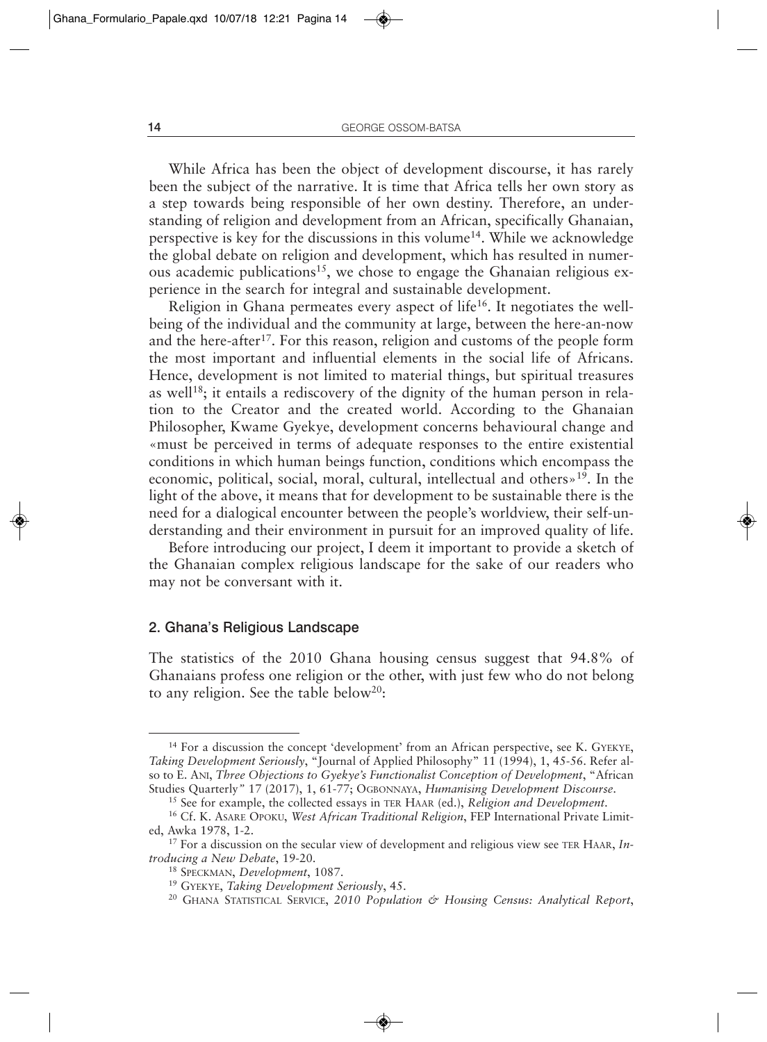While Africa has been the object of development discourse, it has rarely been the subject of the narrative. It is time that Africa tells her own story as a step towards being responsible of her own destiny. Therefore, an understanding of religion and development from an African, specifically Ghanaian, perspective is key for the discussions in this volume[14]. While we acknowledge the global debate on religion and development, which has resulted in numerous academic publications[15], we chose to engage the Ghanaian religious experience in the search for integral and sustainable development.

Religion in Ghana permeates every aspect of life[16]. It negotiates the well-being of the individual and the community at large, between the here-an-now and the here-after[17]. For this reason, religion and customs of the people form the most important and influential elements in the social life of Africans. Hence, development is not limited to material things, but spiritual treasures as well[18]; it entails a rediscovery of the dignity of the human person in relation to the Creator and the created world. According to the Ghanaian Philosopher, Kwame Gyekye, development concerns behavioural change and «must be perceived in terms of adequate responses to the entire existential conditions in which human beings function, conditions which encompass the economic, political, social, moral, cultural, intellectual and others»[19]. In the light of the above, it means that for development to be sustainable there is the need for a dialogical encounter between the people's worldview, their self-understanding and their environment in pursuit for an improved quality of life.

Before introducing our project, I deem it important to provide a sketch of the Ghanaian complex religious landscape for the sake of our readers who may not be conversant with it.

## 2. Ghana's Religious Landscape

The statistics of the 2010 Ghana housing census suggest that 94.8% of Ghanaians profess one religion or the other, with just few who do not belong to any religion. See the table below[20]:

---

[14] For a discussion the concept 'development' from an African perspective, see K. Gyekye, *Taking Development Seriously*, "Journal of Applied Philosophy" 11 (1994), 1, 45-56. Refer also to E. Ani, *Three Objections to Gyekye's Functionalist Conception of Development*, "African Studies Quarterly" 17 (2017), 1, 61-77; Ogbonnaya, *Humanising Development Discourse*.

[15] See for example, the collected essays in ter Haar (ed.), *Religion and Development*.

[16] Cf. K. Asare Opoku, *West African Traditional Religion*, FEP International Private Limited, Awka 1978, 1-2.

[17] For a discussion on the secular view of development and religious view see ter Haar, *Introducing a New Debate*, 19-20.

[18] Speckman, *Development*, 1087.

[19] Gyekye, *Taking Development Seriously*, 45.

[20] Ghana Statistical Service, *2010 Population & Housing Census: Analytical Report*,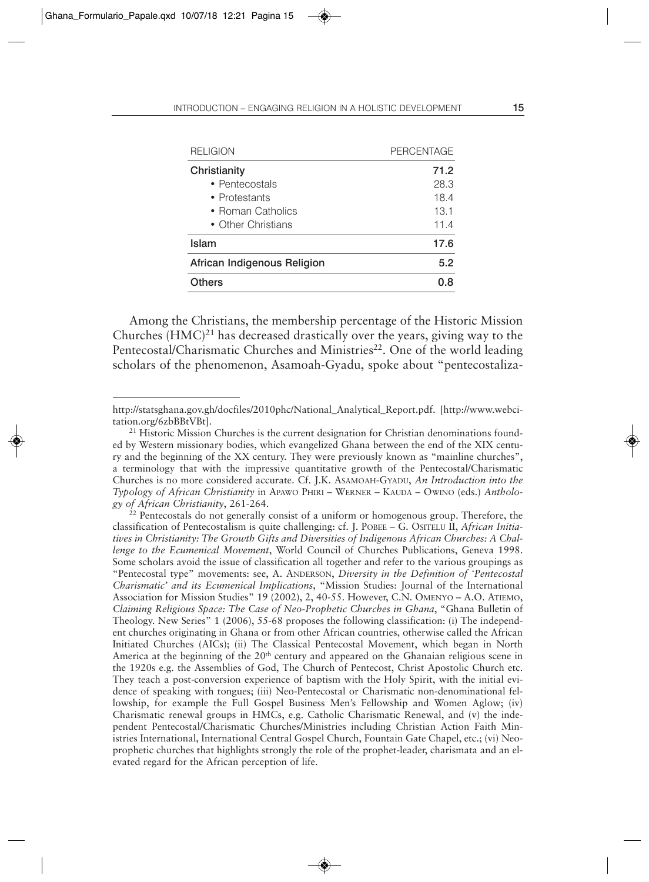| RELIGION | PERCENTAGE |
| --- | --- |
| **Christianity** | **71.2** |
| • Pentecostals | 28.3 |
| • Protestants | 18.4 |
| • Roman Catholics | 13.1 |
| • Other Christians | 11.4 |
| **Islam** | **17.6** |
| **African Indigenous Religion** | **5.2** |
| **Others** | **0.8** |

Among the Christians, the membership percentage of the Historic Mission Churches (HMC)[21] has decreased drastically over the years, giving way to the Pentecostal/Charismatic Churches and Ministries[22]. One of the world leading scholars of the phenomenon, Asamoah-Gyadu, spoke about "pentecostaliza-

---

http://statsghana.gov.gh/docfiles/2010phc/National_Analytical_Report.pdf. [http://www.webcitation.org/6zbBBtVBt].

[21] Historic Mission Churches is the current designation for Christian denominations founded by Western missionary bodies, which evangelized Ghana between the end of the XIX century and the beginning of the XX century. They were previously known as "mainline churches", a terminology that with the impressive quantitative growth of the Pentecostal/Charismatic Churches is no more considered accurate. Cf. J.K. Asamoah-Gyadu, *An Introduction into the Typology of African Christianity* in Apawo Phiri – Werner – Kauda – Owino (eds.) *Anthology of African Christianity*, 261-264.

[22] Pentecostals do not generally consist of a uniform or homogenous group. Therefore, the classification of Pentecostalism is quite challenging: cf. J. Pobee – G. Ositelu II, *African Initiatives in Christianity: The Growth Gifts and Diversities of Indigenous African Churches: A Challenge to the Ecumenical Movement*, World Council of Churches Publications, Geneva 1998. Some scholars avoid the issue of classification all together and refer to the various groupings as "Pentecostal type" movements: see, A. Anderson, *Diversity in the Definition of 'Pentecostal Charismatic' and its Ecumenical Implications*, "Mission Studies: Journal of the International Association for Mission Studies" 19 (2002), 2, 40-55. However, C.N. Omenyo – A.O. Atiemo, *Claiming Religious Space: The Case of Neo-Prophetic Churches in Ghana*, "Ghana Bulletin of Theology. New Series" 1 (2006), 55-68 proposes the following classification: (i) The independent churches originating in Ghana or from other African countries, otherwise called the African Initiated Churches (AICs); (ii) The Classical Pentecostal Movement, which began in North America at the beginning of the 20th century and appeared on the Ghanaian religious scene in the 1920s e.g. the Assemblies of God, The Church of Pentecost, Christ Apostolic Church etc. They teach a post-conversion experience of baptism with the Holy Spirit, with the initial evidence of speaking with tongues; (iii) Neo-Pentecostal or Charismatic non-denominational fellowship, for example the Full Gospel Business Men's Fellowship and Women Aglow; (iv) Charismatic renewal groups in HMCs, e.g. Catholic Charismatic Renewal, and (v) the independent Pentecostal/Charismatic Churches/Ministries including Christian Action Faith Ministries International, International Central Gospel Church, Fountain Gate Chapel, etc.; (vi) Neo-prophetic churches that highlights strongly the role of the prophet-leader, charismata and an elevated regard for the African perception of life.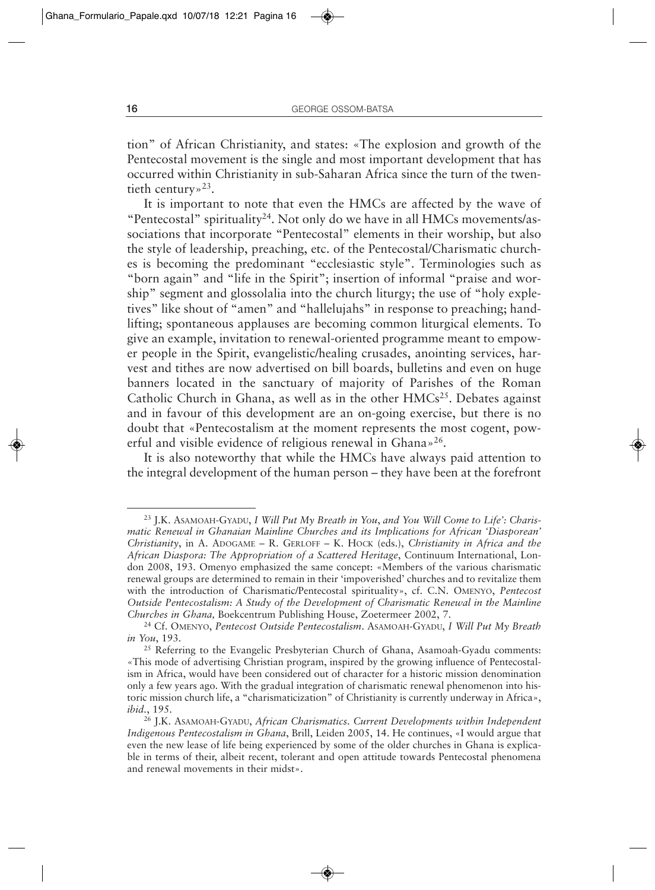tion" of African Christianity, and states: «The explosion and growth of the Pentecostal movement is the single and most important development that has occurred within Christianity in sub-Saharan Africa since the turn of the twentieth century»[23].

It is important to note that even the HMCs are affected by the wave of "Pentecostal" spirituality[24]. Not only do we have in all HMCs movements/associations that incorporate "Pentecostal" elements in their worship, but also the style of leadership, preaching, etc. of the Pentecostal/Charismatic churches is becoming the predominant "ecclesiastic style". Terminologies such as "born again" and "life in the Spirit"; insertion of informal "praise and worship" segment and glossolalia into the church liturgy; the use of "holy expletives" like shout of "amen" and "hallelujahs" in response to preaching; hand-lifting; spontaneous applauses are becoming common liturgical elements. To give an example, invitation to renewal-oriented programme meant to empower people in the Spirit, evangelistic/healing crusades, anointing services, harvest and tithes are now advertised on bill boards, bulletins and even on huge banners located in the sanctuary of majority of Parishes of the Roman Catholic Church in Ghana, as well as in the other HMCs[25]. Debates against and in favour of this development are an on-going exercise, but there is no doubt that «Pentecostalism at the moment represents the most cogent, powerful and visible evidence of religious renewal in Ghana»[26].

It is also noteworthy that while the HMCs have always paid attention to the integral development of the human person – they have been at the forefront

---

[23] J.K. Asamoah-Gyadu, *I Will Put My Breath in You, and You Will Come to Life': Charismatic Renewal in Ghanaian Mainline Churches and its Implications for African 'Diasporean' Christianity*, in A. Adogame – R. Gerloff – K. Hock (eds.), *Christianity in Africa and the African Diaspora: The Appropriation of a Scattered Heritage*, Continuum International, London 2008, 193. Omenyo emphasized the same concept: «Members of the various charismatic renewal groups are determined to remain in their 'impoverished' churches and to revitalize them with the introduction of Charismatic/Pentecostal spirituality», cf. C.N. Omenyo, *Pentecost Outside Pentecostalism: A Study of the Development of Charismatic Renewal in the Mainline Churches in Ghana,* Boekcentrum Publishing House, Zoetermeer 2002, 7.

[24] Cf. Omenyo, *Pentecost Outside Pentecostalism*. Asamoah-Gyadu, *I Will Put My Breath in You*, 193.

[25] Referring to the Evangelic Presbyterian Church of Ghana, Asamoah-Gyadu comments: «This mode of advertising Christian program, inspired by the growing influence of Pentecostalism in Africa, would have been considered out of character for a historic mission denomination only a few years ago. With the gradual integration of charismatic renewal phenomenon into historic mission church life, a "charismaticization" of Christianity is currently underway in Africa», *ibid.*, 195.

[26] J.K. Asamoah-Gyadu, *African Charismatics. Current Developments within Independent Indigenous Pentecostalism in Ghana*, Brill, Leiden 2005, 14. He continues, «I would argue that even the new lease of life being experienced by some of the older churches in Ghana is explicable in terms of their, albeit recent, tolerant and open attitude towards Pentecostal phenomena and renewal movements in their midst».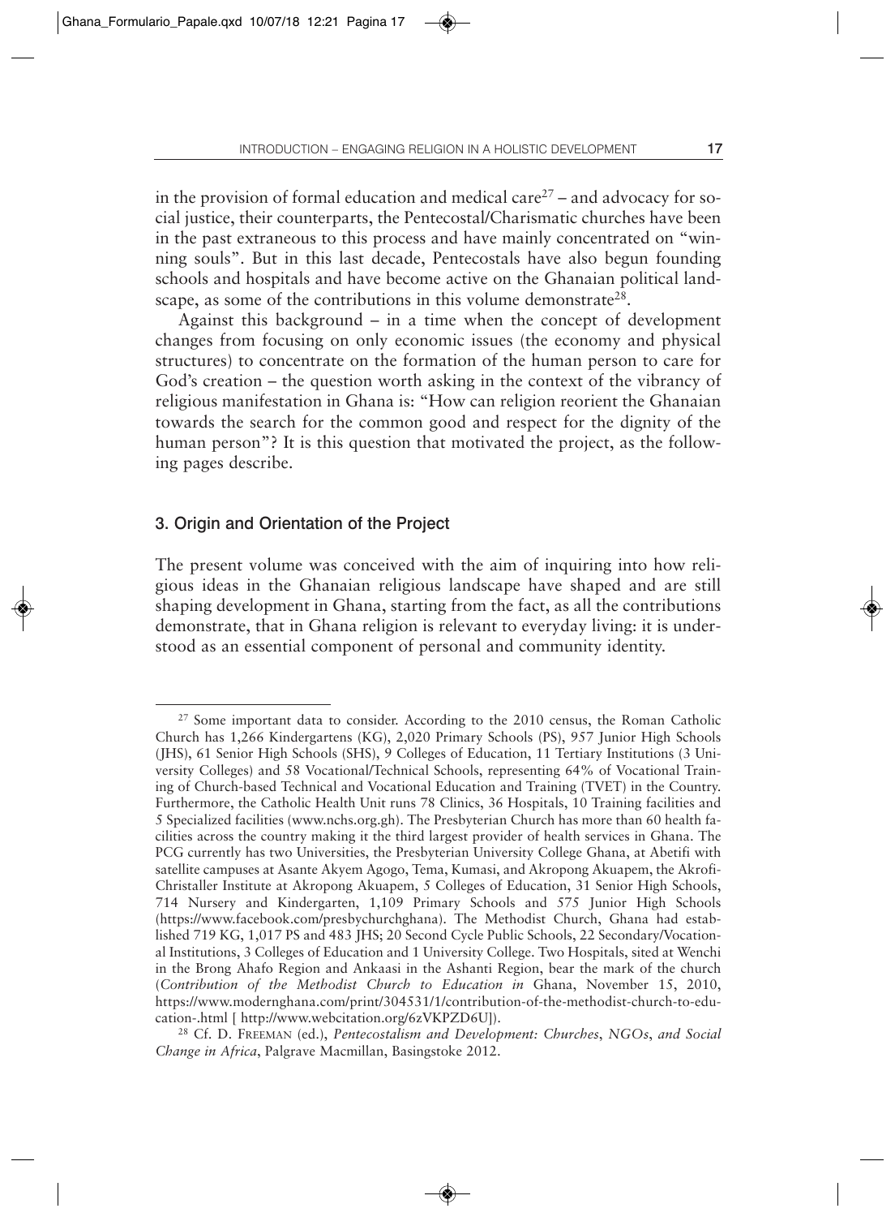in the provision of formal education and medical care[27] – and advocacy for social justice, their counterparts, the Pentecostal/Charismatic churches have been in the past extraneous to this process and have mainly concentrated on "winning souls". But in this last decade, Pentecostals have also begun founding schools and hospitals and have become active on the Ghanaian political landscape, as some of the contributions in this volume demonstrate[28].

Against this background – in a time when the concept of development changes from focusing on only economic issues (the economy and physical structures) to concentrate on the formation of the human person to care for God's creation – the question worth asking in the context of the vibrancy of religious manifestation in Ghana is: "How can religion reorient the Ghanaian towards the search for the common good and respect for the dignity of the human person"? It is this question that motivated the project, as the following pages describe.

## 3. Origin and Orientation of the Project

The present volume was conceived with the aim of inquiring into how religious ideas in the Ghanaian religious landscape have shaped and are still shaping development in Ghana, starting from the fact, as all the contributions demonstrate, that in Ghana religion is relevant to everyday living: it is understood as an essential component of personal and community identity.

---

[27] Some important data to consider. According to the 2010 census, the Roman Catholic Church has 1,266 Kindergartens (KG), 2,020 Primary Schools (PS), 957 Junior High Schools (JHS), 61 Senior High Schools (SHS), 9 Colleges of Education, 11 Tertiary Institutions (3 University Colleges) and 58 Vocational/Technical Schools, representing 64% of Vocational Training of Church-based Technical and Vocational Education and Training (TVET) in the Country. Furthermore, the Catholic Health Unit runs 78 Clinics, 36 Hospitals, 10 Training facilities and 5 Specialized facilities (www.nchs.org.gh). The Presbyterian Church has more than 60 health facilities across the country making it the third largest provider of health services in Ghana. The PCG currently has two Universities, the Presbyterian University College Ghana, at Abetifi with satellite campuses at Asante Akyem Agogo, Tema, Kumasi, and Akropong Akuapem, the Akrofi-Christaller Institute at Akropong Akuapem, 5 Colleges of Education, 31 Senior High Schools, 714 Nursery and Kindergarten, 1,109 Primary Schools and 575 Junior High Schools (https://www.facebook.com/presbychurchghana). The Methodist Church, Ghana had established 719 KG, 1,017 PS and 483 JHS; 20 Second Cycle Public Schools, 22 Secondary/Vocational Institutions, 3 Colleges of Education and 1 University College. Two Hospitals, sited at Wenchi in the Brong Ahafo Region and Ankaasi in the Ashanti Region, bear the mark of the church (*Contribution of the Methodist Church to Education in* Ghana, November 15, 2010, https://www.modernghana.com/print/304531/1/contribution-of-the-methodist-church-to-education-.html [ http://www.webcitation.org/6zVKPZD6U]).

[28] Cf. D. FREEMAN (ed.), *Pentecostalism and Development: Churches, NGOs, and Social Change in Africa*, Palgrave Macmillan, Basingstoke 2012.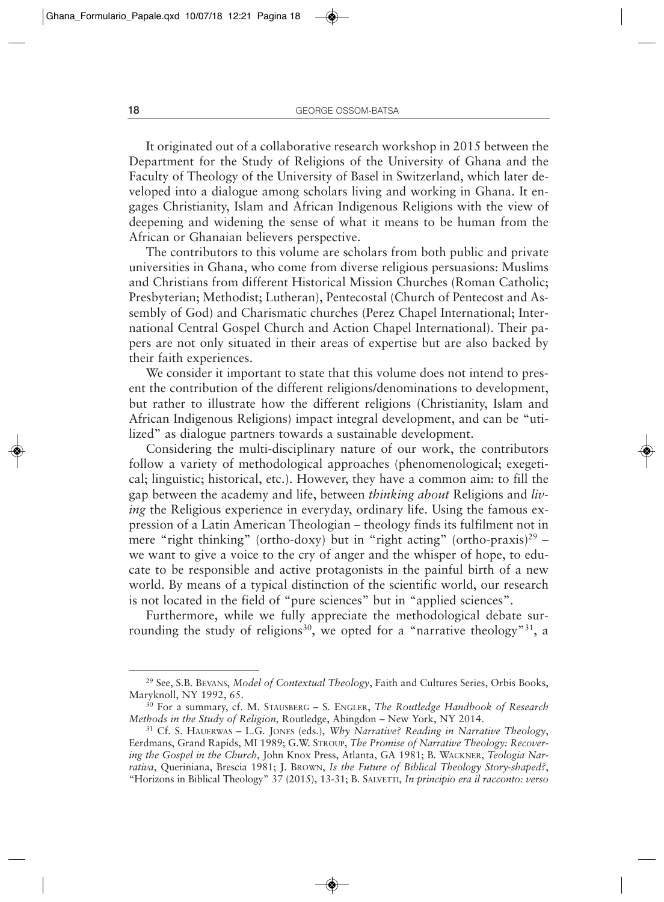It originated out of a collaborative research workshop in 2015 between the Department for the Study of Religions of the University of Ghana and the Faculty of Theology of the University of Basel in Switzerland, which later developed into a dialogue among scholars living and working in Ghana. It engages Christianity, Islam and African Indigenous Religions with the view of deepening and widening the sense of what it means to be human from the African or Ghanaian believers perspective.

The contributors to this volume are scholars from both public and private universities in Ghana, who come from diverse religious persuasions: Muslims and Christians from different Historical Mission Churches (Roman Catholic; Presbyterian; Methodist; Lutheran), Pentecostal (Church of Pentecost and Assembly of God) and Charismatic churches (Perez Chapel International; International Central Gospel Church and Action Chapel International). Their papers are not only situated in their areas of expertise but are also backed by their faith experiences.

We consider it important to state that this volume does not intend to present the contribution of the different religions/denominations to development, but rather to illustrate how the different religions (Christianity, Islam and African Indigenous Religions) impact integral development, and can be "utilized" as dialogue partners towards a sustainable development.

Considering the multi-disciplinary nature of our work, the contributors follow a variety of methodological approaches (phenomenological; exegetical; linguistic; historical, etc.). However, they have a common aim: to fill the gap between the academy and life, between *thinking about* Religions and *living* the Religious experience in everyday, ordinary life. Using the famous expression of a Latin American Theologian – theology finds its fulfilment not in mere "right thinking" (ortho-doxy) but in "right acting" (ortho-praxis)[29] – we want to give a voice to the cry of anger and the whisper of hope, to educate to be responsible and active protagonists in the painful birth of a new world. By means of a typical distinction of the scientific world, our research is not located in the field of "pure sciences" but in "applied sciences".

Furthermore, while we fully appreciate the methodological debate surrounding the study of religions[30], we opted for a "narrative theology"[31], a

---

[29] See, S.B. Bevans, *Model of Contextual Theology*, Faith and Cultures Series, Orbis Books, Maryknoll, NY 1992, 65.

[30] For a summary, cf. M. Stausberg – S. Engler, *The Routledge Handbook of Research Methods in the Study of Religion,* Routledge, Abingdon – New York, NY 2014.

[31] Cf. S. Hauerwas – L.G. Jones (eds.), *Why Narrative? Reading in Narrative Theology*, Eerdmans, Grand Rapids, MI 1989; G.W. Stroup, *The Promise of Narrative Theology: Recovering the Gospel in the Church*, John Knox Press, Atlanta, GA 1981; B. Wackner, *Teologia Narrativa*, Queriniana, Brescia 1981; J. Brown, *Is the Future of Biblical Theology Story-shaped?*, "Horizons in Biblical Theology" 37 (2015), 13-31; B. Salvetti, *In principio era il racconto: verso*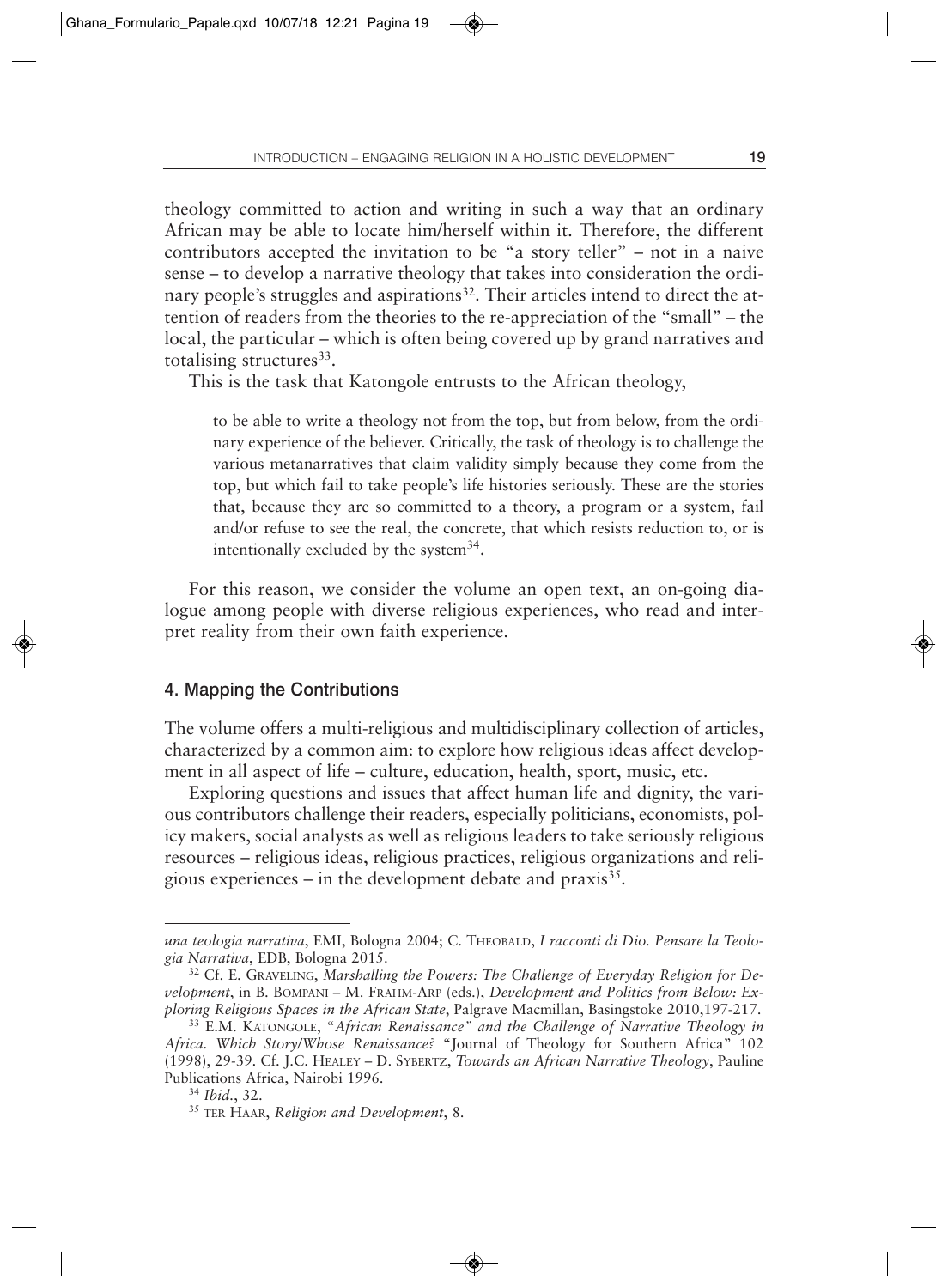theology committed to action and writing in such a way that an ordinary African may be able to locate him/herself within it. Therefore, the different contributors accepted the invitation to be "a story teller" – not in a naive sense – to develop a narrative theology that takes into consideration the ordinary people's struggles and aspirations[32]. Their articles intend to direct the attention of readers from the theories to the re-appreciation of the "small" – the local, the particular – which is often being covered up by grand narratives and totalising structures[33].

This is the task that Katongole entrusts to the African theology,

> to be able to write a theology not from the top, but from below, from the ordinary experience of the believer. Critically, the task of theology is to challenge the various metanarratives that claim validity simply because they come from the top, but which fail to take people's life histories seriously. These are the stories that, because they are so committed to a theory, a program or a system, fail and/or refuse to see the real, the concrete, that which resists reduction to, or is intentionally excluded by the system[34].

For this reason, we consider the volume an open text, an on-going dialogue among people with diverse religious experiences, who read and interpret reality from their own faith experience.

## 4. Mapping the Contributions

The volume offers a multi-religious and multidisciplinary collection of articles, characterized by a common aim: to explore how religious ideas affect development in all aspect of life – culture, education, health, sport, music, etc.

Exploring questions and issues that affect human life and dignity, the various contributors challenge their readers, especially politicians, economists, policy makers, social analysts as well as religious leaders to take seriously religious resources – religious ideas, religious practices, religious organizations and religious experiences – in the development debate and praxis[35].

---

*una teologia narrativa*, EMI, Bologna 2004; C. Theobald, *I racconti di Dio. Pensare la Teologia Narrativa*, EDB, Bologna 2015.

[32] Cf. E. Graveling, *Marshalling the Powers: The Challenge of Everyday Religion for Development*, in B. Bompani – M. Frahm-Arp (eds.), *Development and Politics from Below: Exploring Religious Spaces in the African State*, Palgrave Macmillan, Basingstoke 2010,197-217.

[33] E.M. Katongole, "*African Renaissance" and the Challenge of Narrative Theology in Africa. Which Story/Whose Renaissance?* "Journal of Theology for Southern Africa" 102 (1998), 29-39. Cf. J.C. Healey – D. Sybertz, *Towards an African Narrative Theology*, Pauline Publications Africa, Nairobi 1996.

[34] *Ibid*., 32.

[35] ter Haar, *Religion and Development*, 8.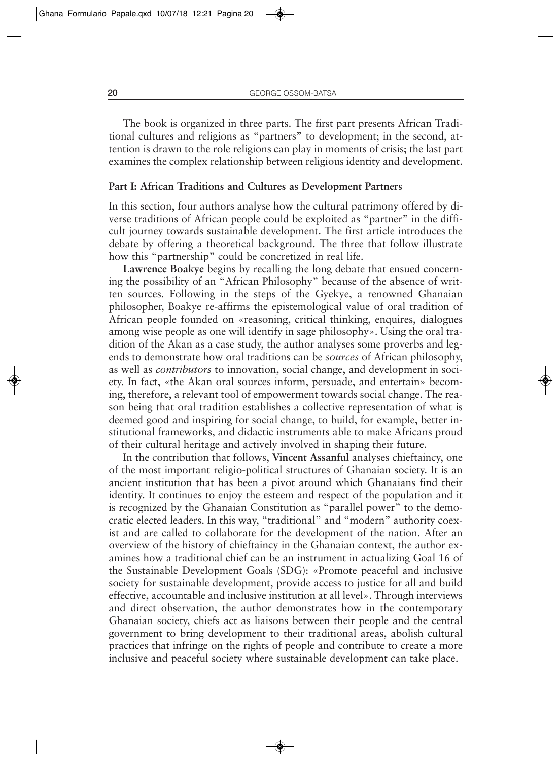The book is organized in three parts. The first part presents African Traditional cultures and religions as "partners" to development; in the second, attention is drawn to the role religions can play in moments of crisis; the last part examines the complex relationship between religious identity and development.

**Part I: African Traditions and Cultures as Development Partners**

In this section, four authors analyse how the cultural patrimony offered by diverse traditions of African people could be exploited as "partner" in the difficult journey towards sustainable development. The first article introduces the debate by offering a theoretical background. The three that follow illustrate how this "partnership" could be concretized in real life.

**Lawrence Boakye** begins by recalling the long debate that ensued concerning the possibility of an "African Philosophy" because of the absence of written sources. Following in the steps of the Gyekye, a renowned Ghanaian philosopher, Boakye re-affirms the epistemological value of oral tradition of African people founded on «reasoning, critical thinking, enquires, dialogues among wise people as one will identify in sage philosophy». Using the oral tradition of the Akan as a case study, the author analyses some proverbs and legends to demonstrate how oral traditions can be *sources* of African philosophy, as well as *contributors* to innovation, social change, and development in society. In fact, «the Akan oral sources inform, persuade, and entertain» becoming, therefore, a relevant tool of empowerment towards social change. The reason being that oral tradition establishes a collective representation of what is deemed good and inspiring for social change, to build, for example, better institutional frameworks, and didactic instruments able to make Africans proud of their cultural heritage and actively involved in shaping their future.

In the contribution that follows, **Vincent Assanful** analyses chieftaincy, one of the most important religio-political structures of Ghanaian society. It is an ancient institution that has been a pivot around which Ghanaians find their identity. It continues to enjoy the esteem and respect of the population and it is recognized by the Ghanaian Constitution as "parallel power" to the democratic elected leaders. In this way, "traditional" and "modern" authority coexist and are called to collaborate for the development of the nation. After an overview of the history of chieftaincy in the Ghanaian context, the author examines how a traditional chief can be an instrument in actualizing Goal 16 of the Sustainable Development Goals (SDG): «Promote peaceful and inclusive society for sustainable development, provide access to justice for all and build effective, accountable and inclusive institution at all level». Through interviews and direct observation, the author demonstrates how in the contemporary Ghanaian society, chiefs act as liaisons between their people and the central government to bring development to their traditional areas, abolish cultural practices that infringe on the rights of people and contribute to create a more inclusive and peaceful society where sustainable development can take place.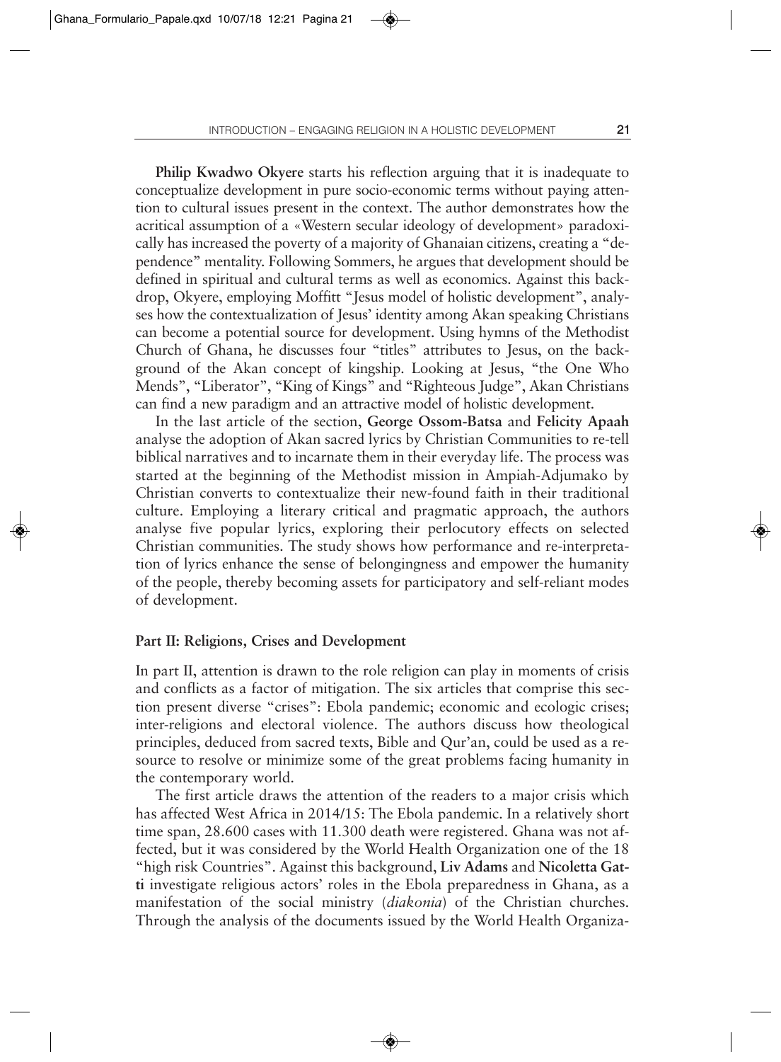**Philip Kwadwo Okyere** starts his reflection arguing that it is inadequate to conceptualize development in pure socio-economic terms without paying attention to cultural issues present in the context. The author demonstrates how the acritical assumption of a «Western secular ideology of development» paradoxically has increased the poverty of a majority of Ghanaian citizens, creating a "dependence" mentality. Following Sommers, he argues that development should be defined in spiritual and cultural terms as well as economics. Against this backdrop, Okyere, employing Moffitt "Jesus model of holistic development", analyses how the contextualization of Jesus' identity among Akan speaking Christians can become a potential source for development. Using hymns of the Methodist Church of Ghana, he discusses four "titles" attributes to Jesus, on the background of the Akan concept of kingship. Looking at Jesus, "the One Who Mends", "Liberator", "King of Kings" and "Righteous Judge", Akan Christians can find a new paradigm and an attractive model of holistic development.

In the last article of the section, **George Ossom-Batsa** and **Felicity Apaah** analyse the adoption of Akan sacred lyrics by Christian Communities to re-tell biblical narratives and to incarnate them in their everyday life. The process was started at the beginning of the Methodist mission in Ampiah-Adjumako by Christian converts to contextualize their new-found faith in their traditional culture. Employing a literary critical and pragmatic approach, the authors analyse five popular lyrics, exploring their perlocutory effects on selected Christian communities. The study shows how performance and re-interpretation of lyrics enhance the sense of belongingness and empower the humanity of the people, thereby becoming assets for participatory and self-reliant modes of development.

### Part II: Religions, Crises and Development

In part II, attention is drawn to the role religion can play in moments of crisis and conflicts as a factor of mitigation. The six articles that comprise this section present diverse "crises": Ebola pandemic; economic and ecologic crises; inter-religions and electoral violence. The authors discuss how theological principles, deduced from sacred texts, Bible and Qur'an, could be used as a resource to resolve or minimize some of the great problems facing humanity in the contemporary world.

The first article draws the attention of the readers to a major crisis which has affected West Africa in 2014/15: The Ebola pandemic. In a relatively short time span, 28.600 cases with 11.300 death were registered. Ghana was not affected, but it was considered by the World Health Organization one of the 18 "high risk Countries". Against this background, **Liv Adams** and **Nicoletta Gatti** investigate religious actors' roles in the Ebola preparedness in Ghana, as a manifestation of the social ministry (*diakonia*) of the Christian churches. Through the analysis of the documents issued by the World Health Organiza-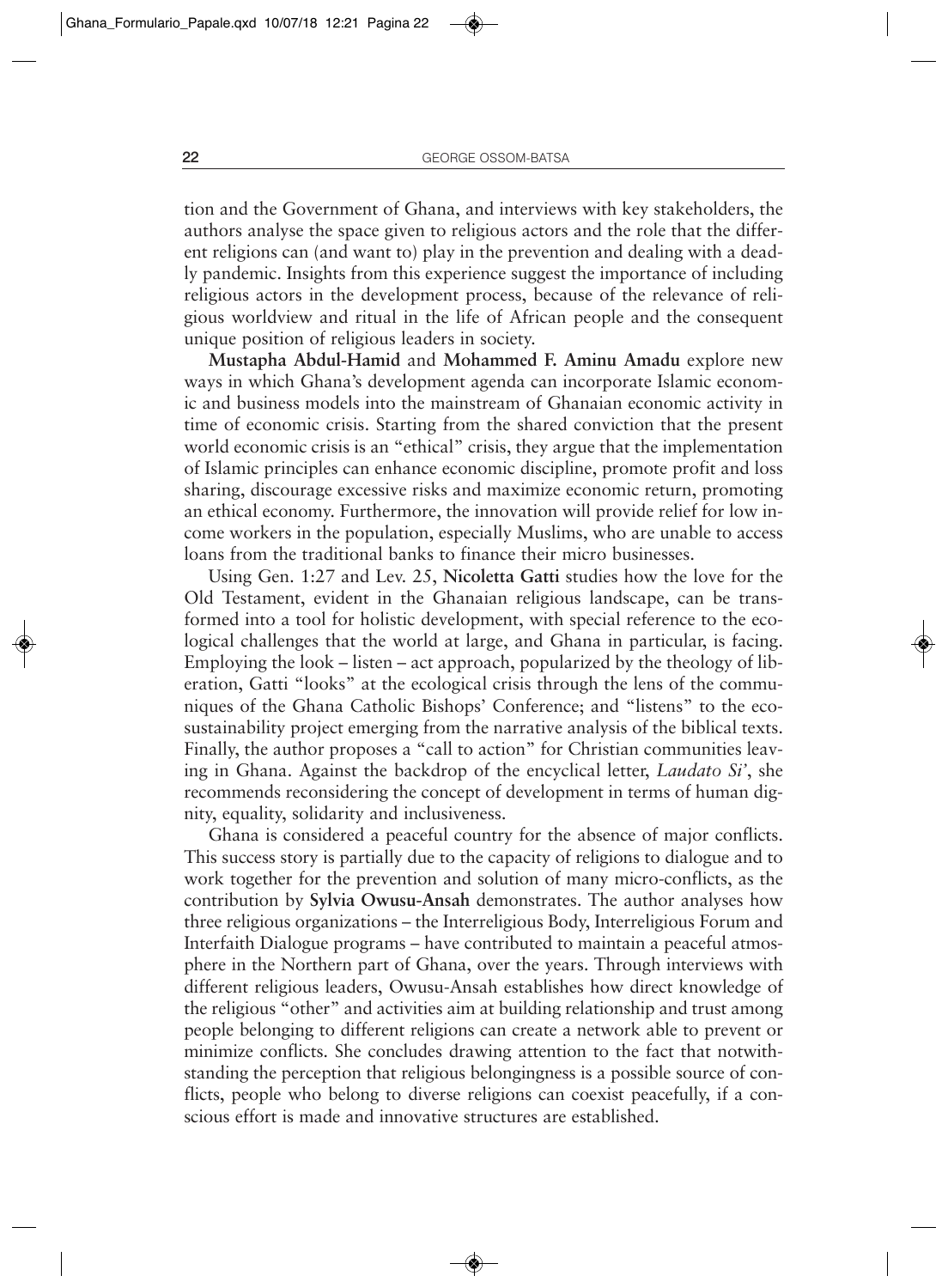tion and the Government of Ghana, and interviews with key stakeholders, the authors analyse the space given to religious actors and the role that the different religions can (and want to) play in the prevention and dealing with a deadly pandemic. Insights from this experience suggest the importance of including religious actors in the development process, because of the relevance of religious worldview and ritual in the life of African people and the consequent unique position of religious leaders in society.

**Mustapha Abdul-Hamid** and **Mohammed F. Aminu Amadu** explore new ways in which Ghana's development agenda can incorporate Islamic economic and business models into the mainstream of Ghanaian economic activity in time of economic crisis. Starting from the shared conviction that the present world economic crisis is an "ethical" crisis, they argue that the implementation of Islamic principles can enhance economic discipline, promote profit and loss sharing, discourage excessive risks and maximize economic return, promoting an ethical economy. Furthermore, the innovation will provide relief for low income workers in the population, especially Muslims, who are unable to access loans from the traditional banks to finance their micro businesses.

Using Gen. 1:27 and Lev. 25, **Nicoletta Gatti** studies how the love for the Old Testament, evident in the Ghanaian religious landscape, can be transformed into a tool for holistic development, with special reference to the ecological challenges that the world at large, and Ghana in particular, is facing. Employing the look – listen – act approach, popularized by the theology of liberation, Gatti "looks" at the ecological crisis through the lens of the communiques of the Ghana Catholic Bishops' Conference; and "listens" to the eco-sustainability project emerging from the narrative analysis of the biblical texts. Finally, the author proposes a "call to action" for Christian communities leaving in Ghana. Against the backdrop of the encyclical letter, *Laudato Si'*, she recommends reconsidering the concept of development in terms of human dignity, equality, solidarity and inclusiveness.

Ghana is considered a peaceful country for the absence of major conflicts. This success story is partially due to the capacity of religions to dialogue and to work together for the prevention and solution of many micro-conflicts, as the contribution by **Sylvia Owusu-Ansah** demonstrates. The author analyses how three religious organizations – the Interreligious Body, Interreligious Forum and Interfaith Dialogue programs – have contributed to maintain a peaceful atmosphere in the Northern part of Ghana, over the years. Through interviews with different religious leaders, Owusu-Ansah establishes how direct knowledge of the religious "other" and activities aim at building relationship and trust among people belonging to different religions can create a network able to prevent or minimize conflicts. She concludes drawing attention to the fact that notwithstanding the perception that religious belongingness is a possible source of conflicts, people who belong to diverse religions can coexist peacefully, if a conscious effort is made and innovative structures are established.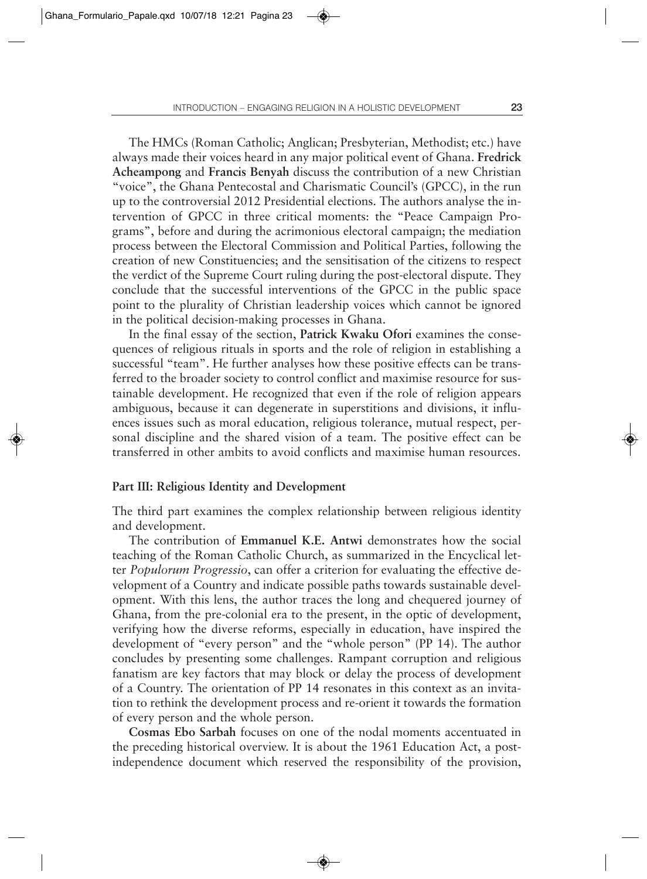The HMCs (Roman Catholic; Anglican; Presbyterian, Methodist; etc.) have always made their voices heard in any major political event of Ghana. **Fredrick Acheampong** and **Francis Benyah** discuss the contribution of a new Christian "voice", the Ghana Pentecostal and Charismatic Council's (GPCC), in the run up to the controversial 2012 Presidential elections. The authors analyse the intervention of GPCC in three critical moments: the "Peace Campaign Programs", before and during the acrimonious electoral campaign; the mediation process between the Electoral Commission and Political Parties, following the creation of new Constituencies; and the sensitisation of the citizens to respect the verdict of the Supreme Court ruling during the post-electoral dispute. They conclude that the successful interventions of the GPCC in the public space point to the plurality of Christian leadership voices which cannot be ignored in the political decision-making processes in Ghana.

In the final essay of the section, **Patrick Kwaku Ofori** examines the consequences of religious rituals in sports and the role of religion in establishing a successful "team". He further analyses how these positive effects can be transferred to the broader society to control conflict and maximise resource for sustainable development. He recognized that even if the role of religion appears ambiguous, because it can degenerate in superstitions and divisions, it influences issues such as moral education, religious tolerance, mutual respect, personal discipline and the shared vision of a team. The positive effect can be transferred in other ambits to avoid conflicts and maximise human resources.

## Part III: Religious Identity and Development

The third part examines the complex relationship between religious identity and development.

The contribution of **Emmanuel K.E. Antwi** demonstrates how the social teaching of the Roman Catholic Church, as summarized in the Encyclical letter *Populorum Progressio*, can offer a criterion for evaluating the effective development of a Country and indicate possible paths towards sustainable development. With this lens, the author traces the long and chequered journey of Ghana, from the pre-colonial era to the present, in the optic of development, verifying how the diverse reforms, especially in education, have inspired the development of "every person" and the "whole person" (PP 14). The author concludes by presenting some challenges. Rampant corruption and religious fanatism are key factors that may block or delay the process of development of a Country. The orientation of PP 14 resonates in this context as an invitation to rethink the development process and re-orient it towards the formation of every person and the whole person.

**Cosmas Ebo Sarbah** focuses on one of the nodal moments accentuated in the preceding historical overview. It is about the 1961 Education Act, a post-independence document which reserved the responsibility of the provision,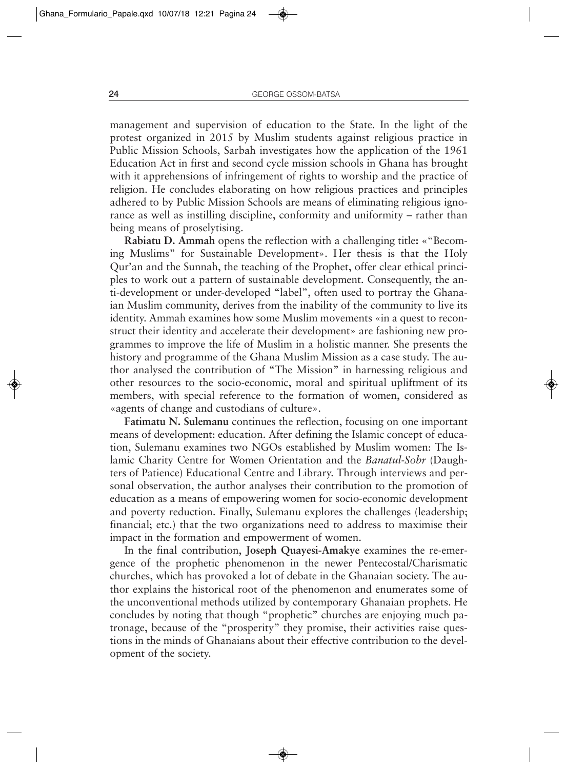management and supervision of education to the State. In the light of the protest organized in 2015 by Muslim students against religious practice in Public Mission Schools, Sarbah investigates how the application of the 1961 Education Act in first and second cycle mission schools in Ghana has brought with it apprehensions of infringement of rights to worship and the practice of religion. He concludes elaborating on how religious practices and principles adhered to by Public Mission Schools are means of eliminating religious ignorance as well as instilling discipline, conformity and uniformity – rather than being means of proselytising.

**Rabiatu D. Ammah** opens the reflection with a challenging title: «"Becoming Muslims" for Sustainable Development». Her thesis is that the Holy Qur'an and the Sunnah, the teaching of the Prophet, offer clear ethical principles to work out a pattern of sustainable development. Consequently, the anti-development or under-developed "label", often used to portray the Ghanaian Muslim community, derives from the inability of the community to live its identity. Ammah examines how some Muslim movements «in a quest to reconstruct their identity and accelerate their development» are fashioning new programmes to improve the life of Muslim in a holistic manner. She presents the history and programme of the Ghana Muslim Mission as a case study. The author analysed the contribution of "The Mission" in harnessing religious and other resources to the socio-economic, moral and spiritual upliftment of its members, with special reference to the formation of women, considered as «agents of change and custodians of culture».

**Fatimatu N. Sulemanu** continues the reflection, focusing on one important means of development: education. After defining the Islamic concept of education, Sulemanu examines two NGOs established by Muslim women: The Islamic Charity Centre for Women Orientation and the *Banatul-Sobr* (Daughters of Patience) Educational Centre and Library. Through interviews and personal observation, the author analyses their contribution to the promotion of education as a means of empowering women for socio-economic development and poverty reduction. Finally, Sulemanu explores the challenges (leadership; financial; etc.) that the two organizations need to address to maximise their impact in the formation and empowerment of women.

In the final contribution, **Joseph Quayesi-Amakye** examines the re-emergence of the prophetic phenomenon in the newer Pentecostal/Charismatic churches, which has provoked a lot of debate in the Ghanaian society. The author explains the historical root of the phenomenon and enumerates some of the unconventional methods utilized by contemporary Ghanaian prophets. He concludes by noting that though "prophetic" churches are enjoying much patronage, because of the "prosperity" they promise, their activities raise questions in the minds of Ghanaians about their effective contribution to the development of the society.